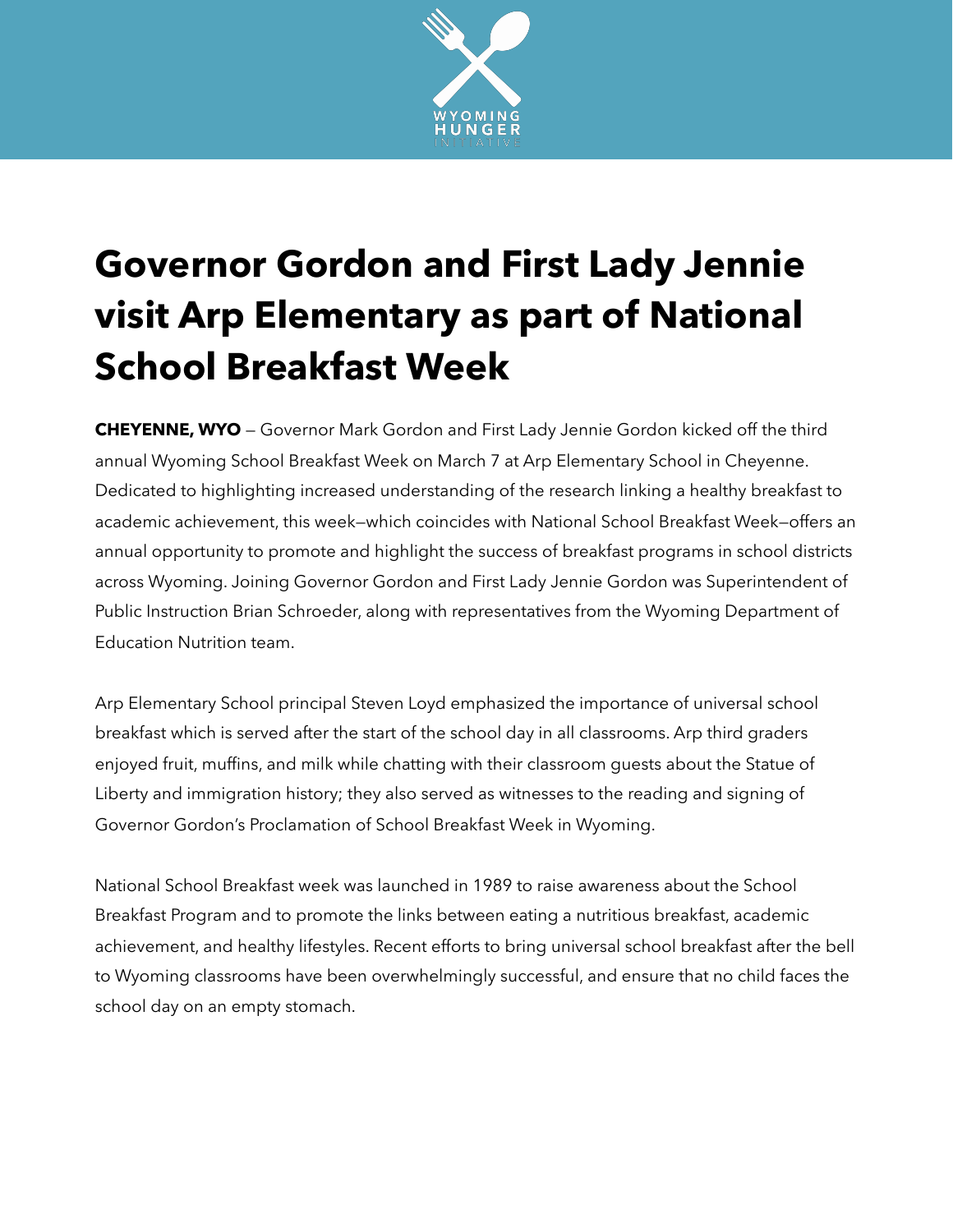# Governor Gordon and First Lady Jennie visit Arp Elementary as part of National School Breakfast Week

**CHEYENNE, WYO** — Governor Mark Gordon and First Lady Jennie Gordon kicked off the third annual Wyoming School Breakfast Week on March 7 at Arp Elementary School in Cheyenne. Dedicated to highlighting increased understanding of the research linking a healthy breakfast to academic achievement, this week—which coincides with National School Breakfast Week—offers an annual opportunity to promote and highlight the success of breakfast programs in school districts across Wyoming. Joining Governor Gordon and First Lady Jennie Gordon was Superintendent of Public Instruction Brian Schroeder, along with representatives from the Wyoming Department of Education Nutrition team.

Arp Elementary School principal Steven Loyd emphasized the importance of universal school breakfast which is served after the start of the school day in all classrooms. Arp third graders enjoyed fruit, muffins, and milk while chatting with their classroom guests about the Statue of Liberty and immigration history; they also served as witnesses to the reading and signing of Governor Gordon's Proclamation of School Breakfast Week in Wyoming.

National School Breakfast week was launched in 1989 to raise awareness about the School Breakfast Program and to promote the links between eating a nutritious breakfast, academic achievement, and healthy lifestyles. Recent efforts to bring universal school breakfast after the bell to Wyoming classrooms have been overwhelmingly successful, and ensure that no child faces the school day on an empty stomach.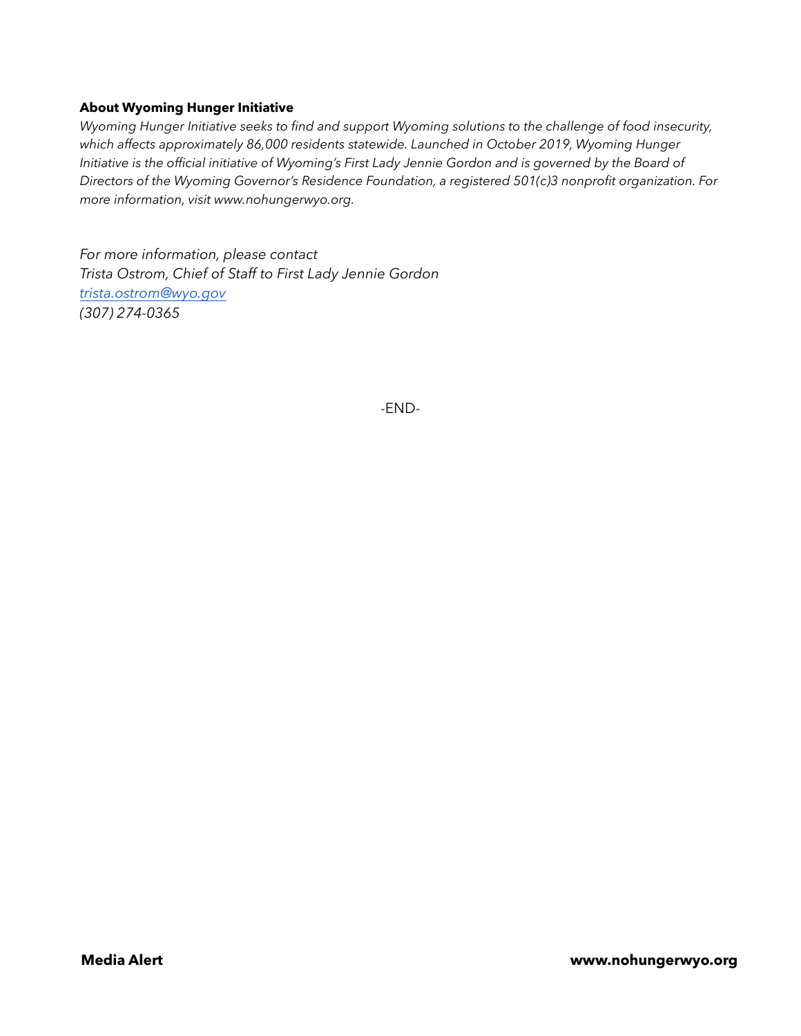**About Wyoming Hunger Initiative**

*Wyoming Hunger Initiative seeks to find and support Wyoming solutions to the challenge of food insecurity, which affects approximately 86,000 residents statewide. Launched in October 2019, Wyoming Hunger Initiative is the official initiative of Wyoming's First Lady Jennie Gordon and is governed by the Board of Directors of the Wyoming Governor's Residence Foundation, a registered 501(c)3 nonprofit organization. For more information, visit www.nohungerwyo.org.*

*For more information, please contact*
*Trista Ostrom, Chief of Staff to First Lady Jennie Gordon*
*trista.ostrom@wyo.gov*
*(307) 274-0365*

-END-